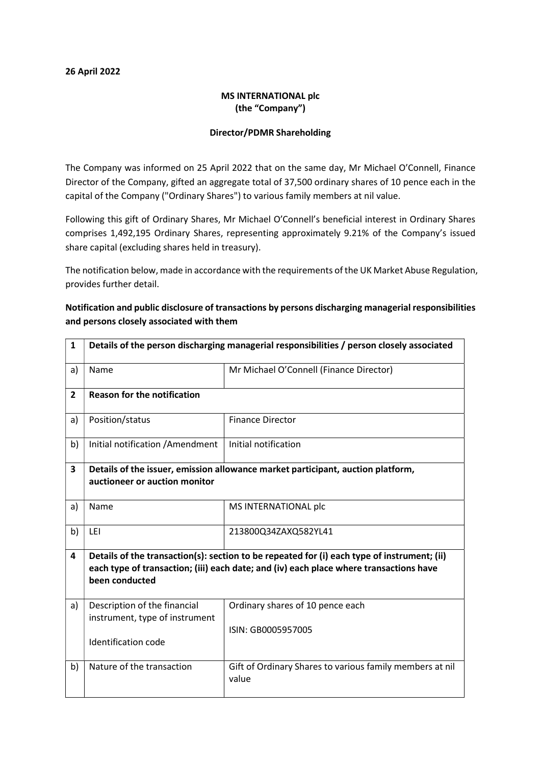**26 April 2022**

**MS INTERNATIONAL plc**
**(the "Company")**

**Director/PDMR Shareholding**

The Company was informed on 25 April 2022 that on the same day, Mr Michael O'Connell, Finance Director of the Company, gifted an aggregate total of 37,500 ordinary shares of 10 pence each in the capital of the Company ("Ordinary Shares") to various family members at nil value.

Following this gift of Ordinary Shares, Mr Michael O'Connell's beneficial interest in Ordinary Shares comprises 1,492,195 Ordinary Shares, representing approximately 9.21% of the Company's issued share capital (excluding shares held in treasury).

The notification below, made in accordance with the requirements of the UK Market Abuse Regulation, provides further detail.

**Notification and public disclosure of transactions by persons discharging managerial responsibilities and persons closely associated with them**

| 1 | **Details of the person discharging managerial responsibilities / person closely associated** | |
|---|---|---|
| a) | Name | Mr Michael O'Connell (Finance Director) |
| **2** | **Reason for the notification** | |
| a) | Position/status | Finance Director |
| b) | Initial notification /Amendment | Initial notification |
| **3** | **Details of the issuer, emission allowance market participant, auction platform, auctioneer or auction monitor** | |
| a) | Name | MS INTERNATIONAL plc |
| b) | LEI | 213800Q34ZAXQ582YL41 |
| **4** | **Details of the transaction(s): section to be repeated for (i) each type of instrument; (ii) each type of transaction; (iii) each date; and (iv) each place where transactions have been conducted** | |
| a) | Description of the financial instrument, type of instrument<br><br>Identification code | Ordinary shares of 10 pence each<br><br>ISIN: GB0005957005 |
| b) | Nature of the transaction | Gift of Ordinary Shares to various family members at nil value |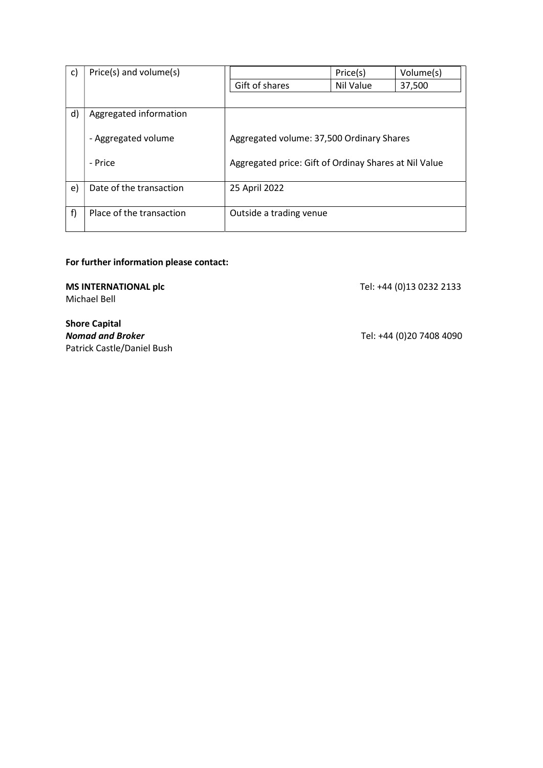| | | |
|---|---|---|
| c) | Price(s) and volume(s) | <table><tr><td></td><td>Price(s)</td><td>Volume(s)</td></tr><tr><td>Gift of shares</td><td>Nil Value</td><td>37,500</td></tr></table> |
| d) | Aggregated information<br><br>- Aggregated volume<br><br>- Price | <br><br>Aggregated volume: 37,500 Ordinary Shares<br><br>Aggregated price: Gift of Ordinay Shares at Nil Value |
| e) | Date of the transaction | 25 April 2022 |
| f) | Place of the transaction | Outside a trading venue |

**For further information please contact:**

**MS INTERNATIONAL plc** Tel: +44 (0)13 0232 2133
Michael Bell

**Shore Capital**
***Nomad and Broker*** Tel: +44 (0)20 7408 4090
Patrick Castle/Daniel Bush